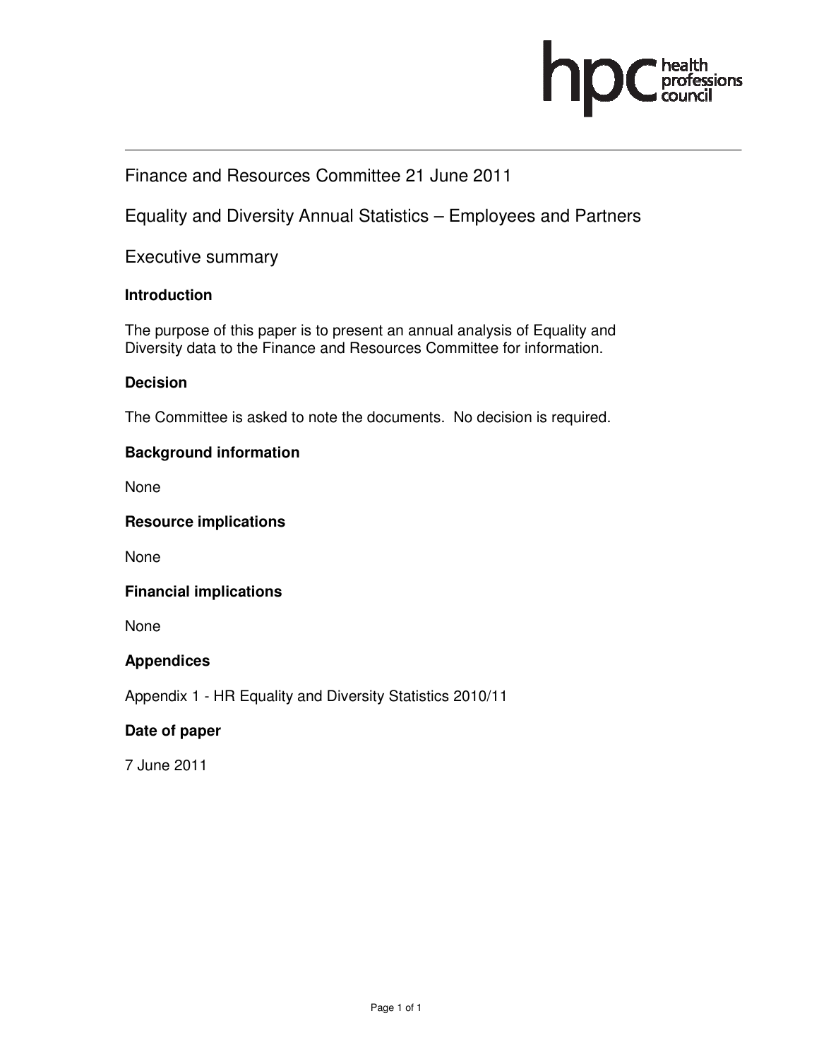# Finance and Resources Committee 21 June 2011

## Equality and Diversity Annual Statistics – Employees and Partners

## Executive summary

### Introduction

The purpose of this paper is to present an annual analysis of Equality and Diversity data to the Finance and Resources Committee for information.

### Decision

The Committee is asked to note the documents. No decision is required.

### Background information

None

### Resource implications

None

### Financial implications

None

### Appendices

Appendix 1 - HR Equality and Diversity Statistics 2010/11

### Date of paper

7 June 2011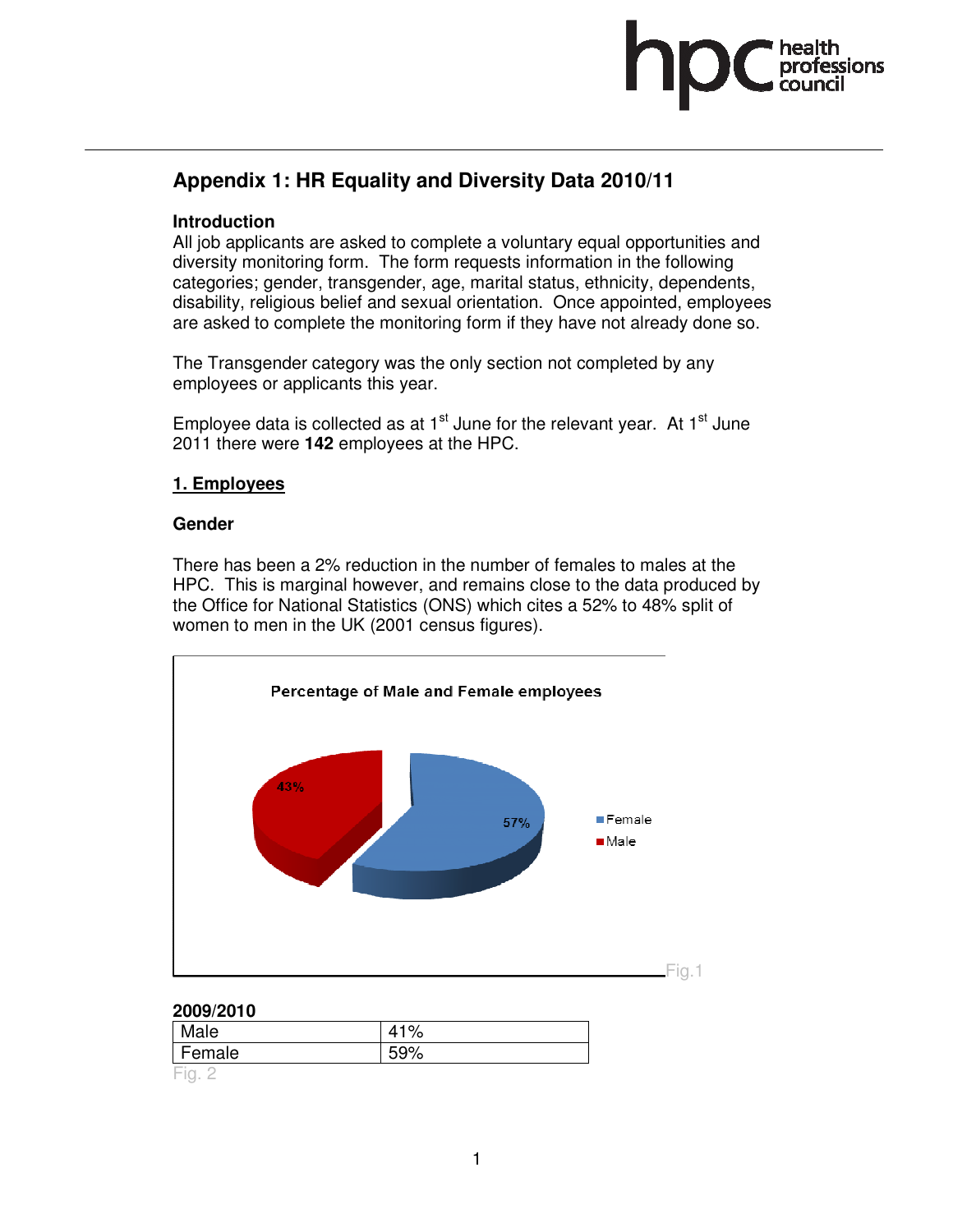# Appendix 1: HR Equality and Diversity Data 2010/11

### Introduction

All job applicants are asked to complete a voluntary equal opportunities and diversity monitoring form. The form requests information in the following categories; gender, transgender, age, marital status, ethnicity, dependents, disability, religious belief and sexual orientation. Once appointed, employees are asked to complete the monitoring form if they have not already done so.

The Transgender category was the only section not completed by any employees or applicants this year.

Employee data is collected as at 1st June for the relevant year. At 1st June 2011 there were **142** employees at the HPC.

## 1. Employees

### Gender

There has been a 2% reduction in the number of females to males at the HPC. This is marginal however, and remains close to the data produced by the Office for National Statistics (ONS) which cites a 52% to 48% split of women to men in the UK (2001 census figures).

**Percentage of Male and Female employees**

| | |
|---|---|
| Female | 57% |
| Male | 43% |

Fig.1

**2009/2010**

| | |
|---|---|
| Male | 41% |
| Female | 59% |

Fig. 2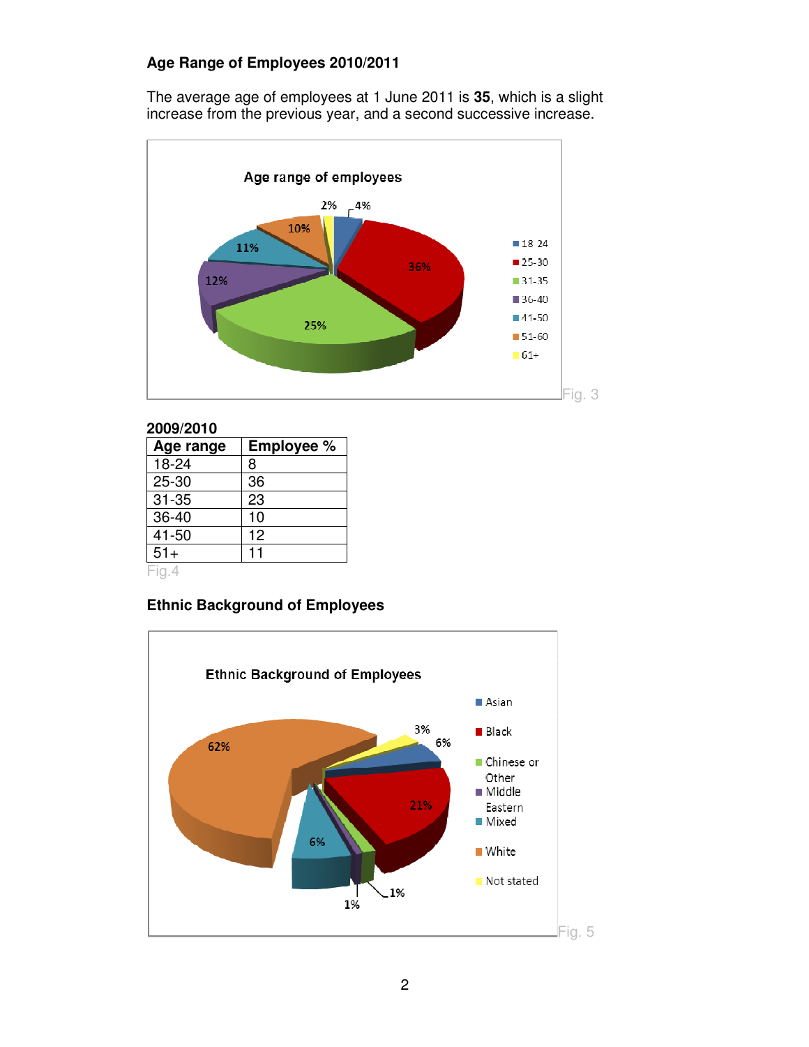## Age Range of Employees 2010/2011

The average age of employees at 1 June 2011 is **35**, which is a slight increase from the previous year, and a second successive increase.

Fig. 3

**2009/2010**

| Age range | Employee % |
|---|---|
| 18-24 | 8 |
| 25-30 | 36 |
| 31-35 | 23 |
| 36-40 | 10 |
| 41-50 | 12 |
| 51+ | 11 |

Fig.4

## Ethnic Background of Employees

Fig. 5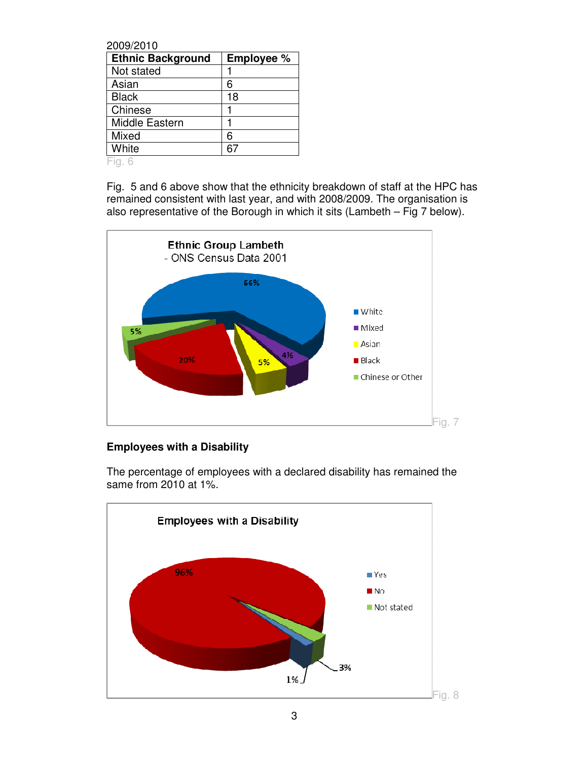2009/2010

| Ethnic Background | Employee % |
| --- | --- |
| Not stated | 1 |
| Asian | 6 |
| Black | 18 |
| Chinese | 1 |
| Middle Eastern | 1 |
| Mixed | 6 |
| White | 67 |

Fig. 6

Fig. 5 and 6 above show that the ethnicity breakdown of staff at the HPC has remained consistent with last year, and with 2008/2009. The organisation is also representative of the Borough in which it sits (Lambeth – Fig 7 below).

Fig. 7

## Employees with a Disability

The percentage of employees with a declared disability has remained the same from 2010 at 1%.

Fig. 8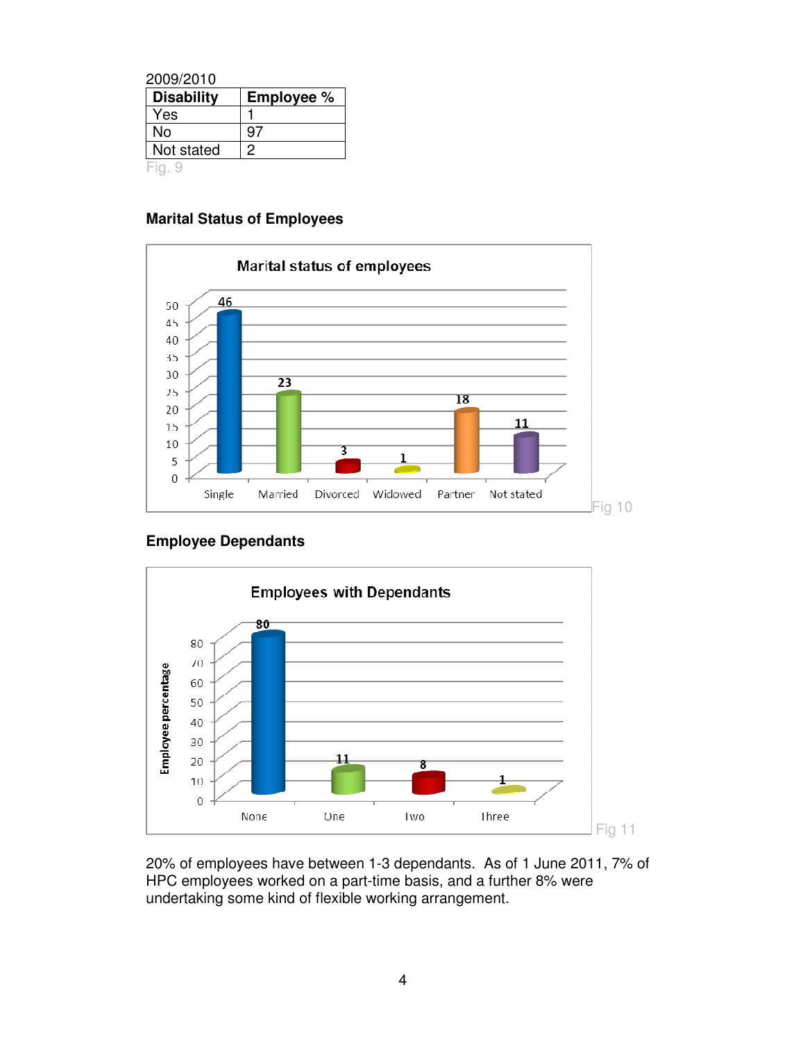2009/2010

| Disability | Employee % |
| --- | --- |
| Yes | 1 |
| No | 97 |
| Not stated | 2 |

Fig. 9

**Marital Status of Employees**

Marital status of employees

| Single | Married | Divorced | Widowed | Partner | Not stated |
| --- | --- | --- | --- | --- | --- |
| 46 | 23 | 3 | 1 | 18 | 11 |

Fig 10

**Employee Dependants**

Employees with Dependants

| None | One | Two | Three |
| --- | --- | --- | --- |
| 80 | 11 | 8 | 1 |

Fig 11

20% of employees have between 1-3 dependants. As of 1 June 2011, 7% of HPC employees worked on a part-time basis, and a further 8% were undertaking some kind of flexible working arrangement.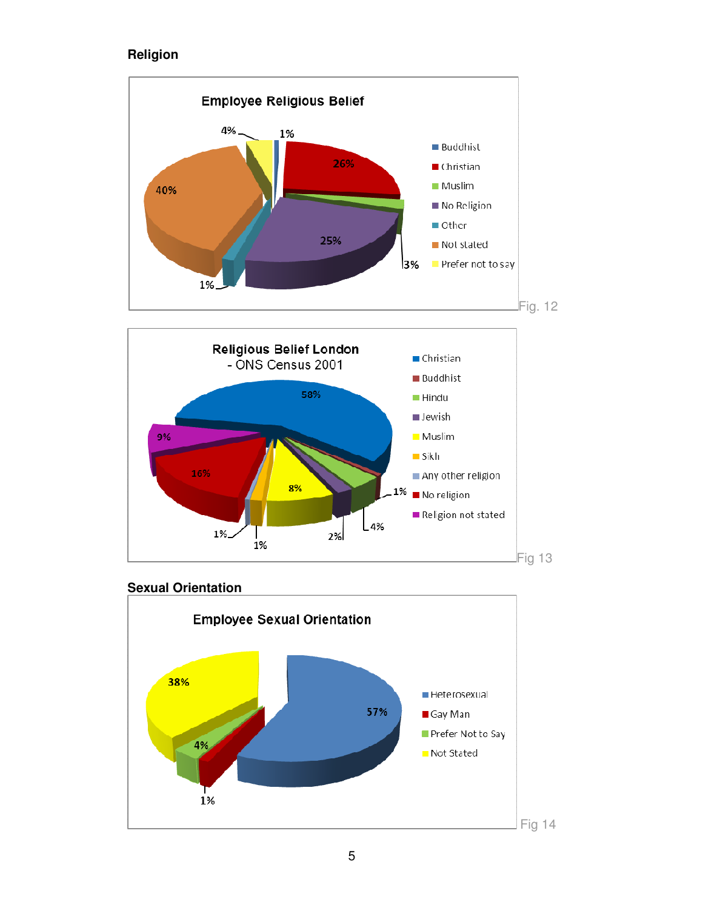## Religion

**Employee Religious Belief**

| Religion | % |
|---|---|
| Buddhist | 1% |
| Christian | 26% |
| Muslim | 3% |
| No Religion | 25% |
| Other | 1% |
| Not stated | 40% |
| Prefer not to say | 4% |

Fig. 12

**Religious Belief London - ONS Census 2001**

| Religion | % |
|---|---|
| Christian | 58% |
| Buddhist | 1% |
| Hindu | 4% |
| Jewish | 2% |
| Muslim | 8% |
| Sikh | 1% |
| Any other religion | 1% |
| No religion | 16% |
| Relgion not stated | 9% |

Fig 13

## Sexual Orientation

**Employee Sexual Orientation**

| Sexual Orientation | % |
|---|---|
| Heterosexual | 57% |
| Gay Man | 1% |
| Prefer Not to Say | 4% |
| Not Stated | 38% |

Fig 14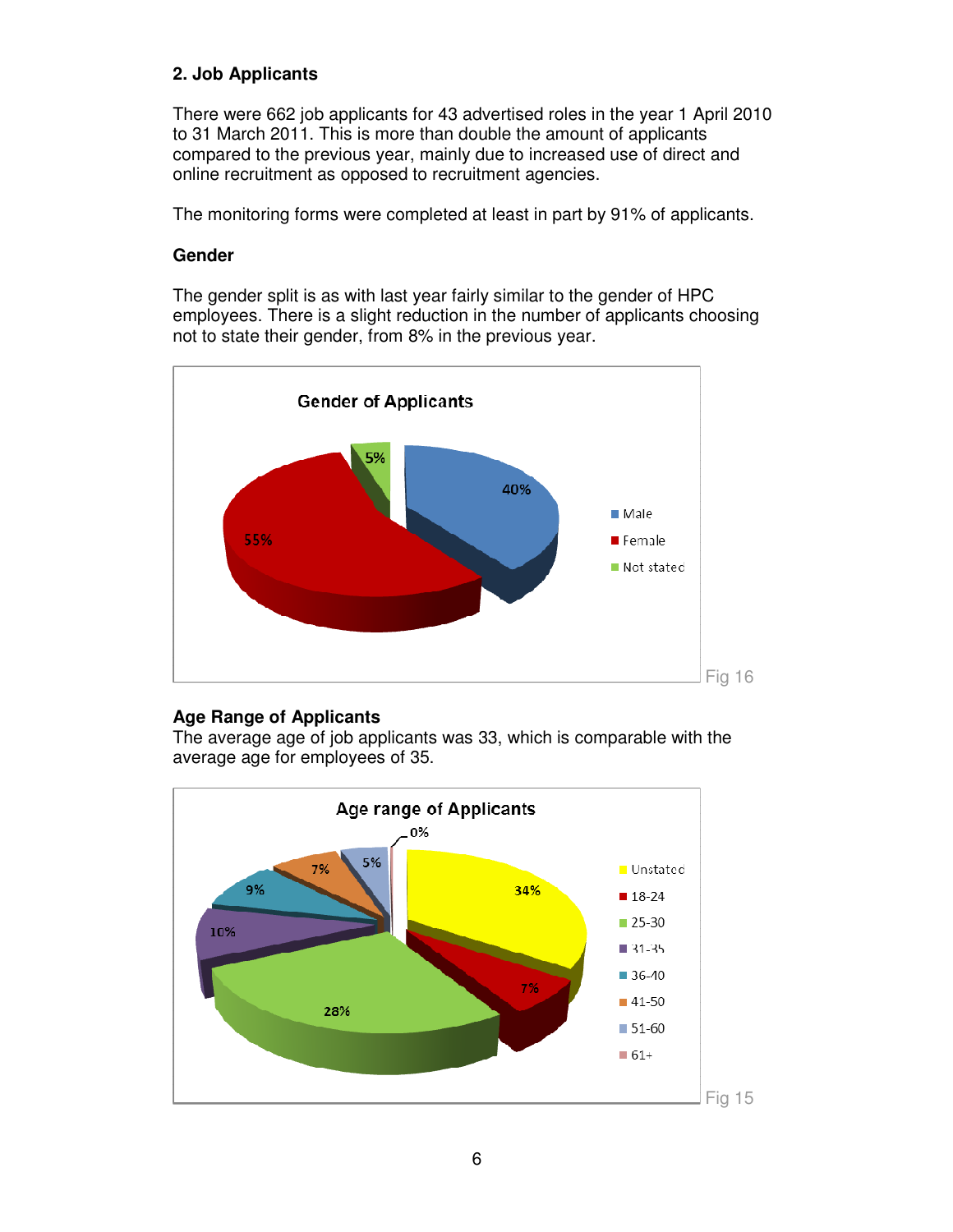## 2. Job Applicants

There were 662 job applicants for 43 advertised roles in the year 1 April 2010 to 31 March 2011. This is more than double the amount of applicants compared to the previous year, mainly due to increased use of direct and online recruitment as opposed to recruitment agencies.

The monitoring forms were completed at least in part by 91% of applicants.

### Gender

The gender split is as with last year fairly similar to the gender of HPC employees. There is a slight reduction in the number of applicants choosing not to state their gender, from 8% in the previous year.

**Gender of Applicants**

| Category | Percentage |
|---|---|
| Male | 40% |
| Female | 55% |
| Not stated | 5% |

Fig 16

### Age Range of Applicants

The average age of job applicants was 33, which is comparable with the average age for employees of 35.

**Age range of Applicants**

| Age range | Percentage |
|---|---|
| Unstated | 34% |
| 18-24 | 7% |
| 25-30 | 28% |
| 31-35 | 10% |
| 36-40 | 9% |
| 41-50 | 7% |
| 51-60 | 5% |
| 61+ | 0% |

Fig 15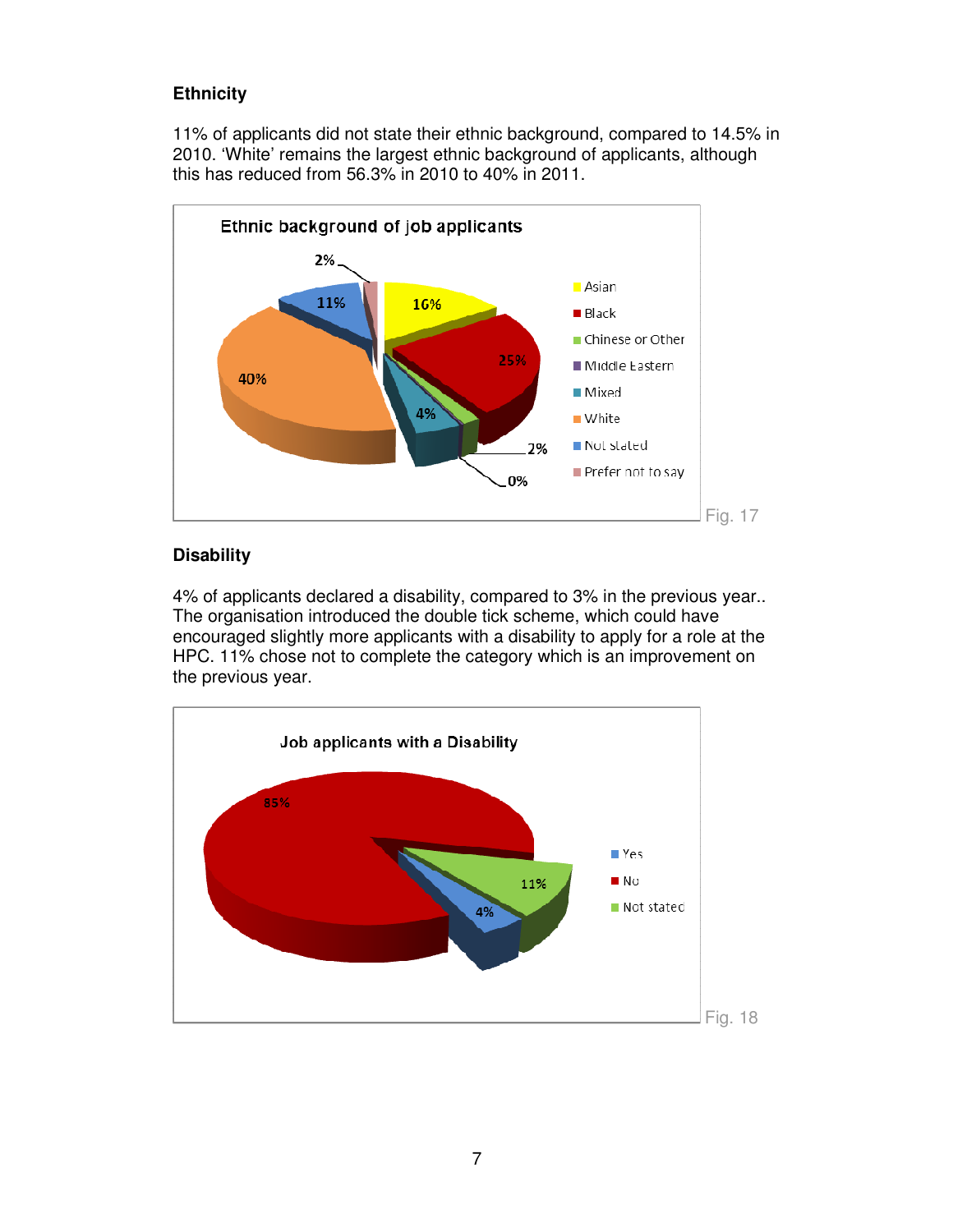## Ethnicity

11% of applicants did not state their ethnic background, compared to 14.5% in 2010. 'White' remains the largest ethnic background of applicants, although this has reduced from 56.3% in 2010 to 40% in 2011.

Ethnic background of job applicants

| Ethnic background | % |
|---|---|
| Asian | 16% |
| Black | 25% |
| Chinese or Other | 2% |
| Middle Eastern | 0% |
| Mixed | 4% |
| White | 40% |
| Not stated | 11% |
| Prefer not to say | 2% |

Fig. 17

## Disability

4% of applicants declared a disability, compared to 3% in the previous year.. The organisation introduced the double tick scheme, which could have encouraged slightly more applicants with a disability to apply for a role at the HPC. 11% chose not to complete the category which is an improvement on the previous year.

Job applicants with a Disability

| Disability | % |
|---|---|
| Yes | 4% |
| No | 85% |
| Not stated | 11% |

Fig. 18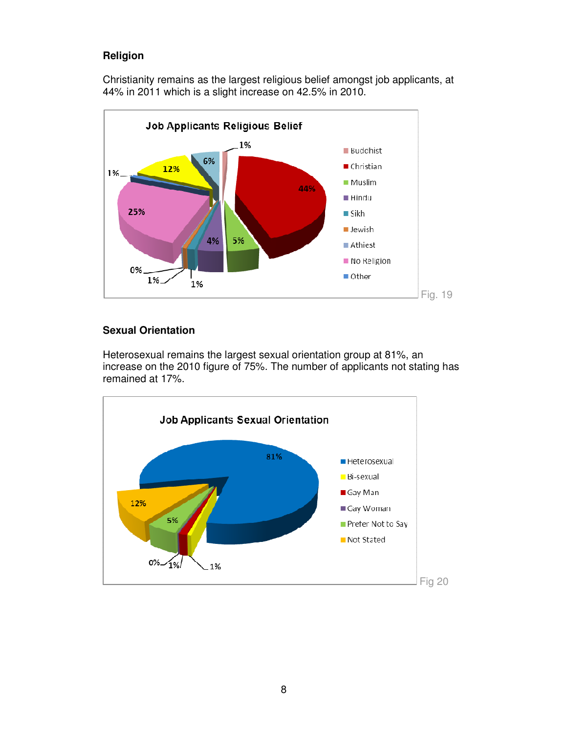### Religion

Christianity remains as the largest religious belief amongst job applicants, at 44% in 2011 which is a slight increase on 42.5% in 2010.

**Job Applicants Religious Belief**

| Religious Belief | % |
|---|---|
| Buddhist | 1% |
| Christian | 44% |
| Muslim | 5% |
| Hindu | 4% |
| Sikh | 1% |
| Jewish | 1% |
| Athiest | 0% |
| No Religion | 25% |
| Other | 1% |
| (unlabelled) | 12% |
| (unlabelled) | 6% |

Fig. 19

### Sexual Orientation

Heterosexual remains the largest sexual orientation group at 81%, an increase on the 2010 figure of 75%. The number of applicants not stating has remained at 17%.

**Job Applicants Sexual Orientation**

| Sexual Orientation | % |
|---|---|
| Heterosexual | 81% |
| Bi-sexual | 1% |
| Gay Man | 1% |
| Gay Woman | 0% |
| Prefer Not to Say | 5% |
| Not Stated | 12% |

Fig 20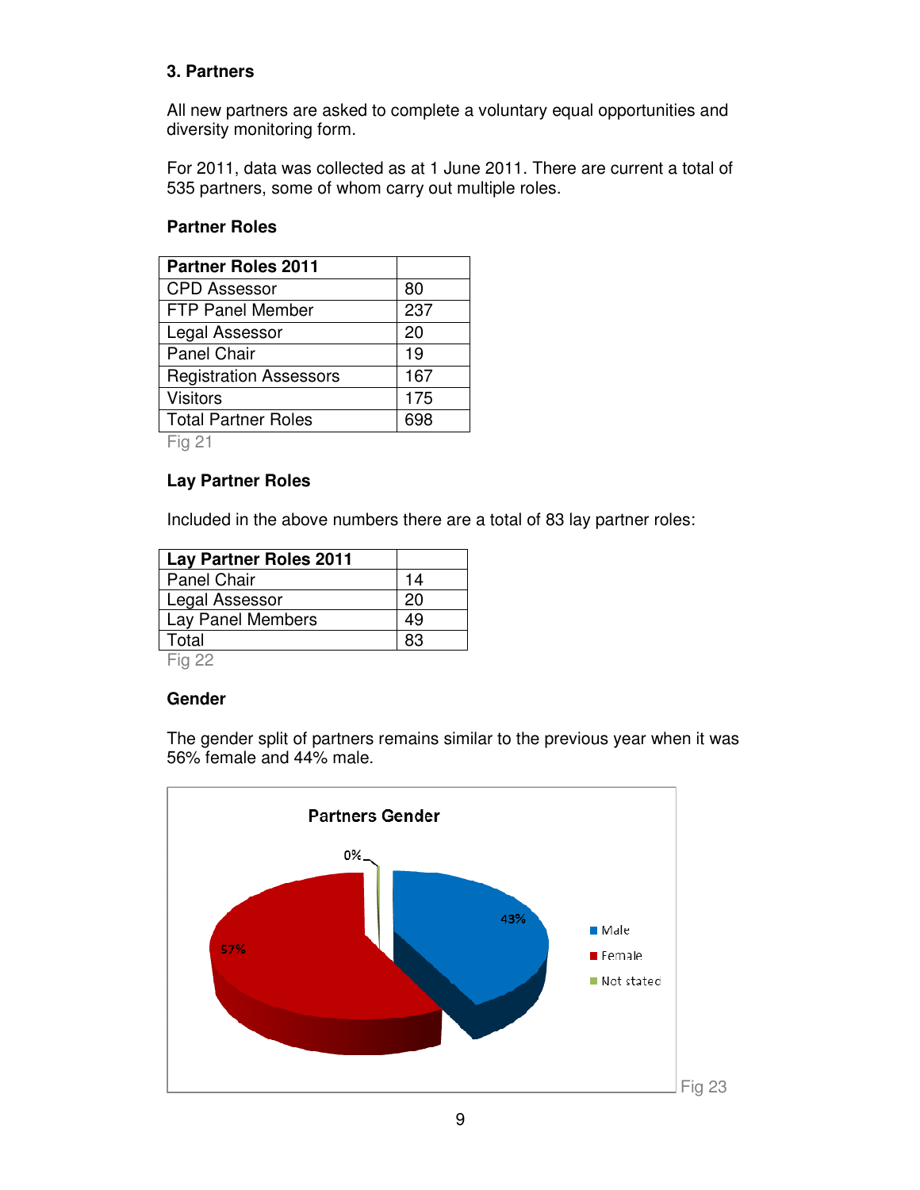## 3. Partners

All new partners are asked to complete a voluntary equal opportunities and diversity monitoring form.

For 2011, data was collected as at 1 June 2011. There are current a total of 535 partners, some of whom carry out multiple roles.

### Partner Roles

| Partner Roles 2011 | |
|---|---|
| CPD Assessor | 80 |
| FTP Panel Member | 237 |
| Legal Assessor | 20 |
| Panel Chair | 19 |
| Registration Assessors | 167 |
| Visitors | 175 |
| Total Partner Roles | 698 |

Fig 21

### Lay Partner Roles

Included in the above numbers there are a total of 83 lay partner roles:

| Lay Partner Roles 2011 | |
|---|---|
| Panel Chair | 14 |
| Legal Assessor | 20 |
| Lay Panel Members | 49 |
| Total | 83 |

Fig 22

### Gender

The gender split of partners remains similar to the previous year when it was 56% female and 44% male.

**Partners Gender**

- Male: 43%
- Female: 57%
- Not stated: 0%

Fig 23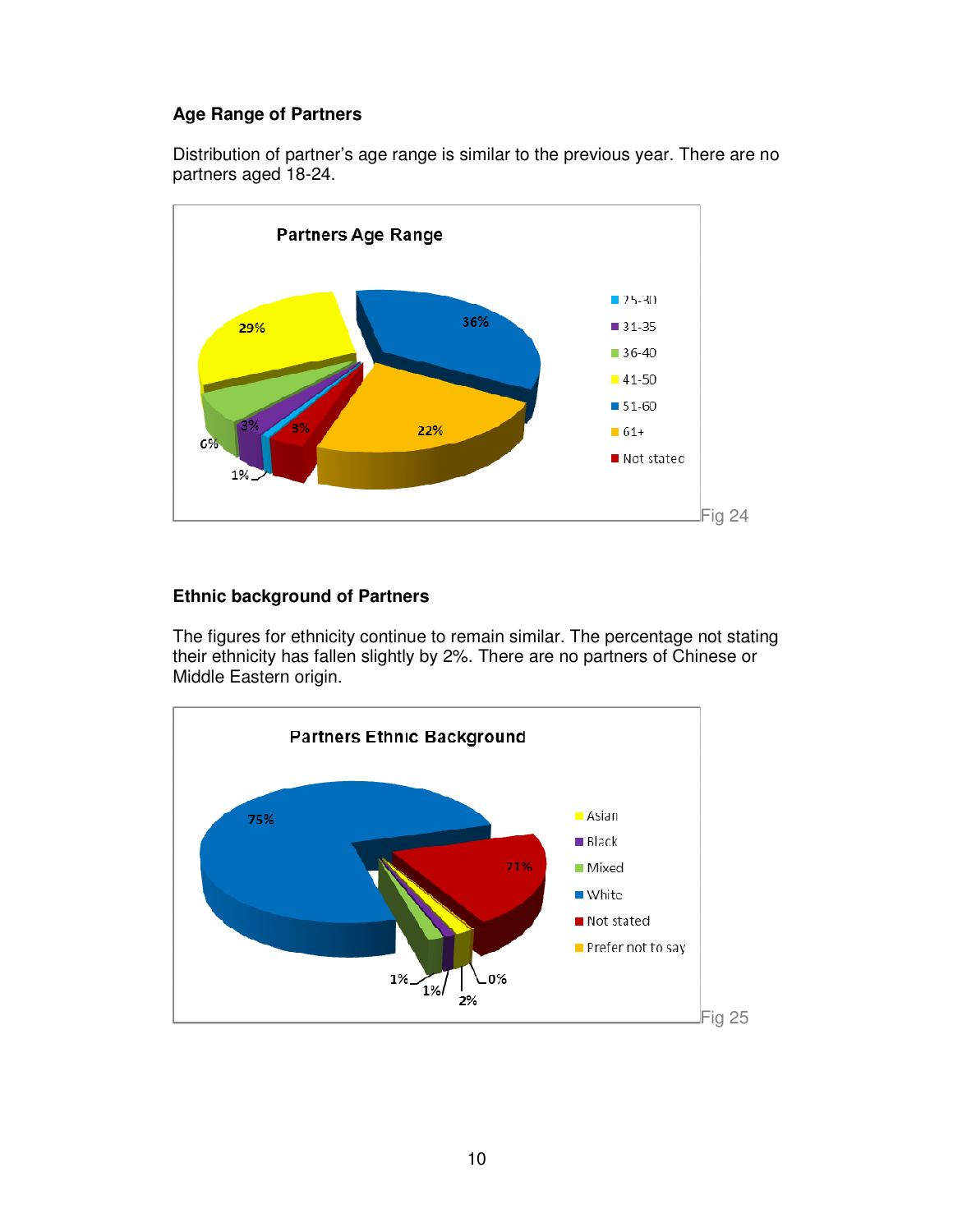**Age Range of Partners**

Distribution of partner's age range is similar to the previous year. There are no partners aged 18-24.

Fig 24

**Ethnic background of Partners**

The figures for ethnicity continue to remain similar. The percentage not stating their ethnicity has fallen slightly by 2%. There are no partners of Chinese or Middle Eastern origin.

Fig 25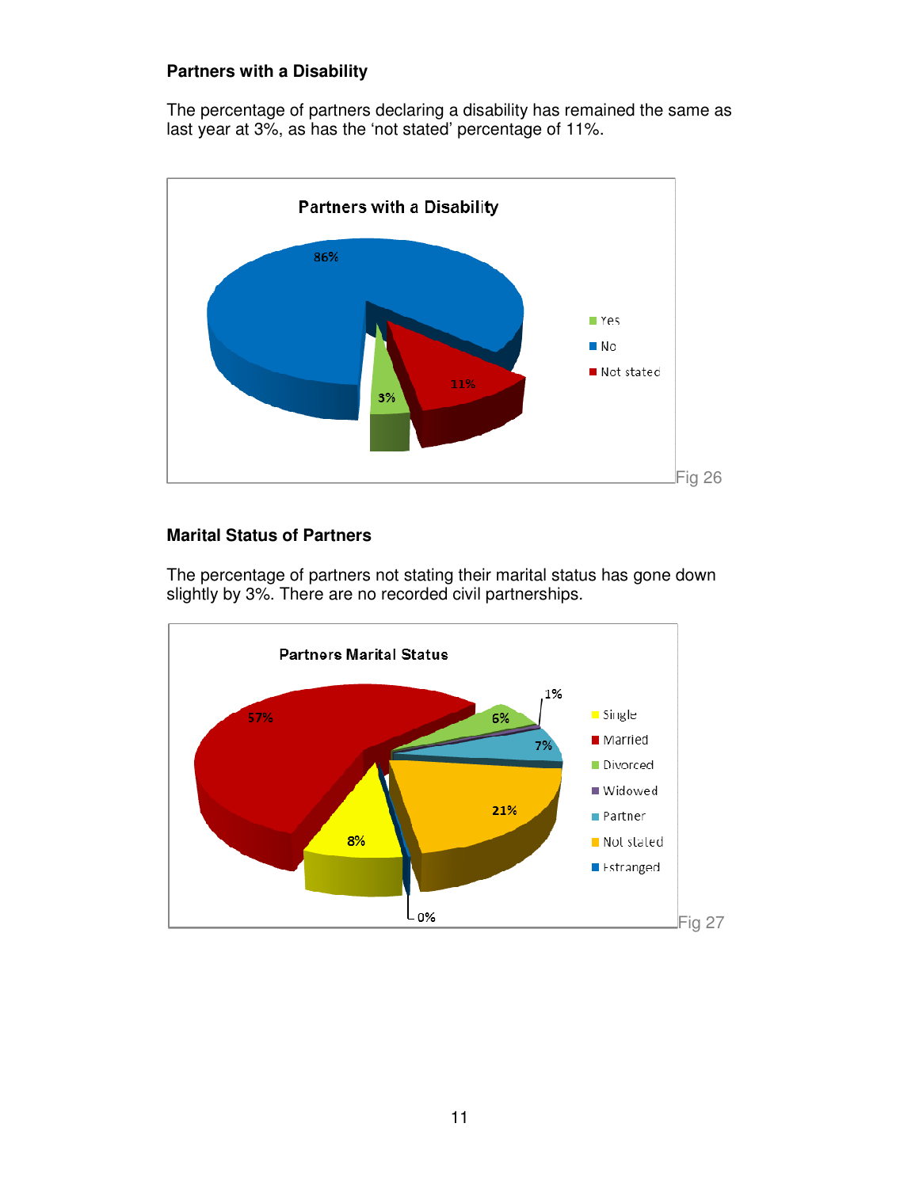### Partners with a Disability

The percentage of partners declaring a disability has remained the same as last year at 3%, as has the 'not stated' percentage of 11%.

Partners with a Disability

86%

3%

11%

Yes

No

Not stated

Fig 26

### Marital Status of Partners

The percentage of partners not stating their marital status has gone down slightly by 3%. There are no recorded civil partnerships.

Partners Marital Status

57%

6%

1%

7%

21%

8%

0%

Single

Married

Divorced

Widowed

Partner

Not stated

Estranged

Fig 27